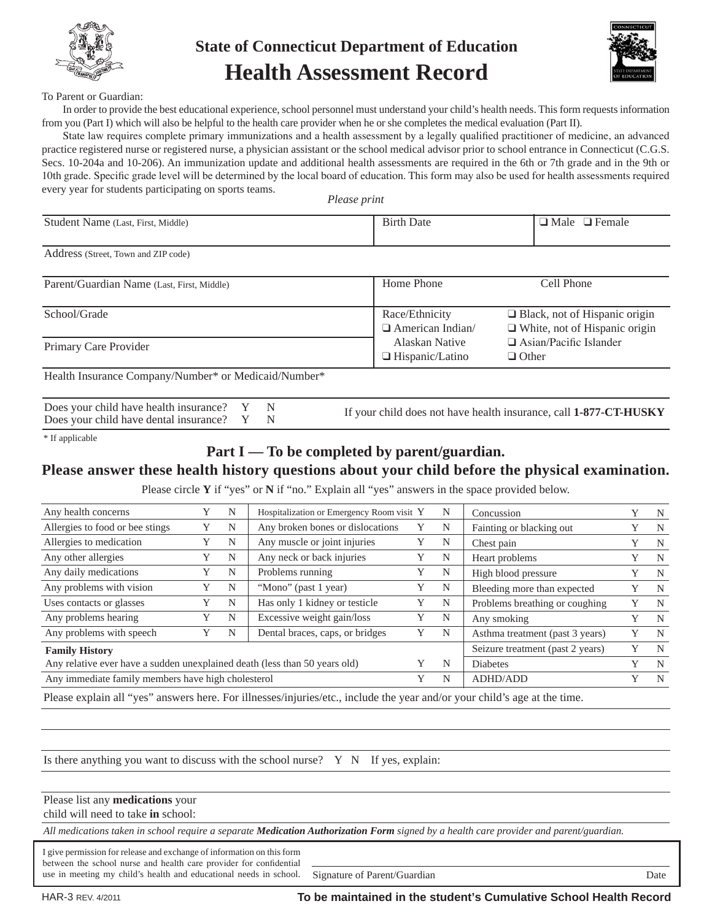# State of Connecticut Department of Education

# Health Assessment Record

To Parent or Guardian:

In order to provide the best educational experience, school personnel must understand your child's health needs. This form requests information from you (Part I) which will also be helpful to the health care provider when he or she completes the medical evaluation (Part II).

State law requires complete primary immunizations and a health assessment by a legally qualified practitioner of medicine, an advanced practice registered nurse or registered nurse, a physician assistant or the school medical advisor prior to school entrance in Connecticut (C.G.S. Secs. 10-204a and 10-206). An immunization update and additional health assessments are required in the 6th or 7th grade and in the 9th or 10th grade. Specific grade level will be determined by the local board of education. This form may also be used for health assessments required every year for students participating on sports teams.

*Please print*

| Student Name (Last, First, Middle) | Birth Date | ❑ Male ❑ Female |
|---|---|---|
| Address (Street, Town and ZIP code) | | |
| Parent/Guardian Name (Last, First, Middle) | Home Phone | Cell Phone |
| School/Grade | Race/Ethnicity ❑ American Indian/ Alaskan Native ❑ Hispanic/Latino | ❑ Black, not of Hispanic origin ❑ White, not of Hispanic origin ❑ Asian/Pacific Islander ❑ Other |
| Primary Care Provider | | |
| Health Insurance Company/Number* or Medicaid/Number* | | |

Does your child have health insurance? Y N
Does your child have dental insurance? Y N

If your child does not have health insurance, call **1-877-CT-HUSKY**

\* If applicable

## Part I — To be completed by parent/guardian.

## Please answer these health history questions about your child before the physical examination.

Please circle **Y** if "yes" or **N** if "no." Explain all "yes" answers in the space provided below.

| | | | | | | | | |
|---|---|---|---|---|---|---|---|---|
| Any health concerns | Y | N | Hospitalization or Emergency Room visit | Y | N | Concussion | Y | N |
| Allergies to food or bee stings | Y | N | Any broken bones or dislocations | Y | N | Fainting or blacking out | Y | N |
| Allergies to medication | Y | N | Any muscle or joint injuries | Y | N | Chest pain | Y | N |
| Any other allergies | Y | N | Any neck or back injuries | Y | N | Heart problems | Y | N |
| Any daily medications | Y | N | Problems running | Y | N | High blood pressure | Y | N |
| Any problems with vision | Y | N | "Mono" (past 1 year) | Y | N | Bleeding more than expected | Y | N |
| Uses contacts or glasses | Y | N | Has only 1 kidney or testicle | Y | N | Problems breathing or coughing | Y | N |
| Any problems hearing | Y | N | Excessive weight gain/loss | Y | N | Any smoking | Y | N |
| Any problems with speech | Y | N | Dental braces, caps, or bridges | Y | N | Asthma treatment (past 3 years) | Y | N |
| **Family History** | | | | | | Seizure treatment (past 2 years) | Y | N |
| Any relative ever have a sudden unexplained death (less than 50 years old) | | | | Y | N | Diabetes | Y | N |
| Any immediate family members have high cholesterol | | | | Y | N | ADHD/ADD | Y | N |

Please explain all "yes" answers here. For illnesses/injuries/etc., include the year and/or your child's age at the time.

Is there anything you want to discuss with the school nurse? Y N If yes, explain:

Please list any **medications** your child will need to take **in** school:

*All medications taken in school require a separate **Medication Authorization Form** signed by a health care provider and parent/guardian.*

I give permission for release and exchange of information on this form between the school nurse and health care provider for confidential use in meeting my child's health and educational needs in school.

Signature of Parent/Guardian Date

HAR-3 REV. 4/2011

**To be maintained in the student's Cumulative School Health Record**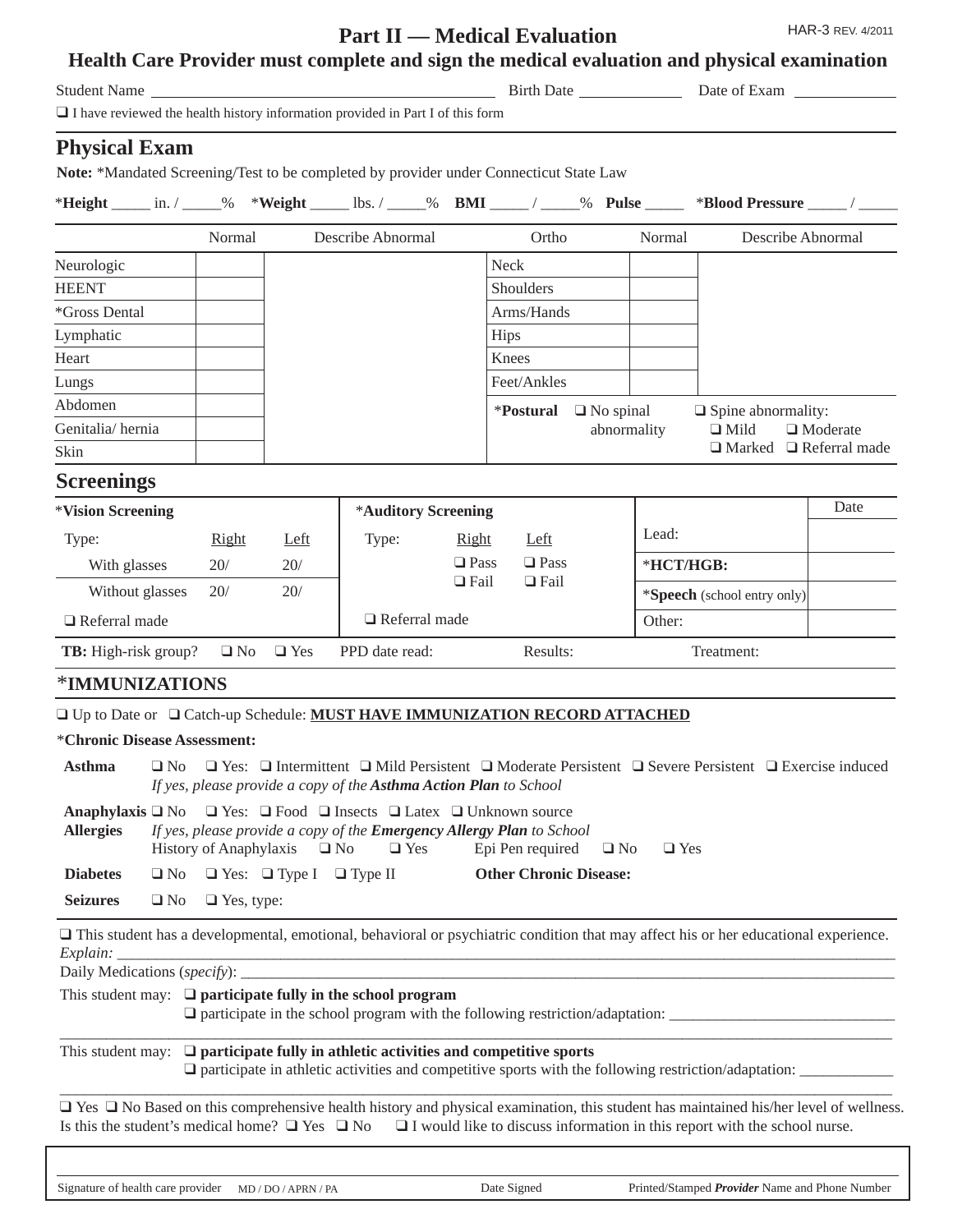HAR-3 REV. 4/2011

# Part II — Medical Evaluation

## Health Care Provider must complete and sign the medical evaluation and physical examination

Student Name ______________________________ Birth Date ____________ Date of Exam ____________

❑ I have reviewed the health history information provided in Part I of this form

## Physical Exam

**Note:** *Mandated Screening/Test to be completed by provider under Connecticut State Law

*__Height__ _____ in. / _____% *__Weight__ _____ lbs. / _____% **BMI** _____ / _____% **Pulse** _____ *__Blood Pressure__ _____ / _____

| | Normal | Describe Abnormal | Ortho | Normal | Describe Abnormal |
|---|---|---|---|---|---|
| Neurologic | | | Neck | | |
| HEENT | | | Shoulders | | |
| *Gross Dental | | | Arms/Hands | | |
| Lymphatic | | | Hips | | |
| Heart | | | Knees | | |
| Lungs | | | Feet/Ankles | | |
| Abdomen | | | *__Postural__ ❑ No spinal abnormality | | ❑ Spine abnormality: ❑ Mild ❑ Moderate ❑ Marked ❑ Referral made |
| Genitalia/ hernia | | | | | |
| Skin | | | | | |

## Screenings

| *__Vision Screening__ | | | *__Auditory Screening__ | | | | Date |
|---|---|---|---|---|---|---|---|
| Type: | Right | Left | Type: | Right | Left | Lead: | |
| With glasses | 20/ | 20/ | | ❑ Pass ❑ Fail | ❑ Pass ❑ Fail | *__HCT/HGB:__ | |
| Without glasses | 20/ | 20/ | | | | *__Speech__ (school entry only) | |
| ❑ Referral made | | | ❑ Referral made | | | Other: | |

**TB:** High-risk group? ❑ No ❑ Yes PPD date read: Results: Treatment:

## *IMMUNIZATIONS

❑ Up to Date or ❑ Catch-up Schedule: **MUST HAVE IMMUNIZATION RECORD ATTACHED**

*__Chronic Disease Assessment:__

**Asthma** ❑ No ❑ Yes: ❑ Intermittent ❑ Mild Persistent ❑ Moderate Persistent ❑ Severe Persistent ❑ Exercise induced
*If yes, please provide a copy of the* ***Asthma Action Plan*** *to School*

**Anaphylaxis Allergies** ❑ No ❑ Yes: ❑ Food ❑ Insects ❑ Latex ❑ Unknown source
*If yes, please provide a copy of the* ***Emergency Allergy Plan*** *to School*
History of Anaphylaxis ❑ No ❑ Yes Epi Pen required ❑ No ❑ Yes

**Diabetes** ❑ No ❑ Yes: ❑ Type I ❑ Type II **Other Chronic Disease:**

**Seizures** ❑ No ❑ Yes, type:

❑ This student has a developmental, emotional, behavioral or psychiatric condition that may affect his or her educational experience.
*Explain:* ____________________________________________________________
Daily Medications (*specify*): ____________________________________________________________

This student may: ❑ **participate fully in the school program**
❑ participate in the school program with the following restriction/adaptation: ____________________________
____________________________________________________________

This student may: ❑ **participate fully in athletic activities and competitive sports**
❑ participate in athletic activities and competitive sports with the following restriction/adaptation: ____________
____________________________________________________________

❑ Yes ❑ No Based on this comprehensive health history and physical examination, this student has maintained his/her level of wellness.
Is this the student's medical home? ❑ Yes ❑ No ❑ I would like to discuss information in this report with the school nurse.

____________________________________________________________
Signature of health care provider MD / DO / APRN / PA Date Signed Printed/Stamped ***Provider*** Name and Phone Number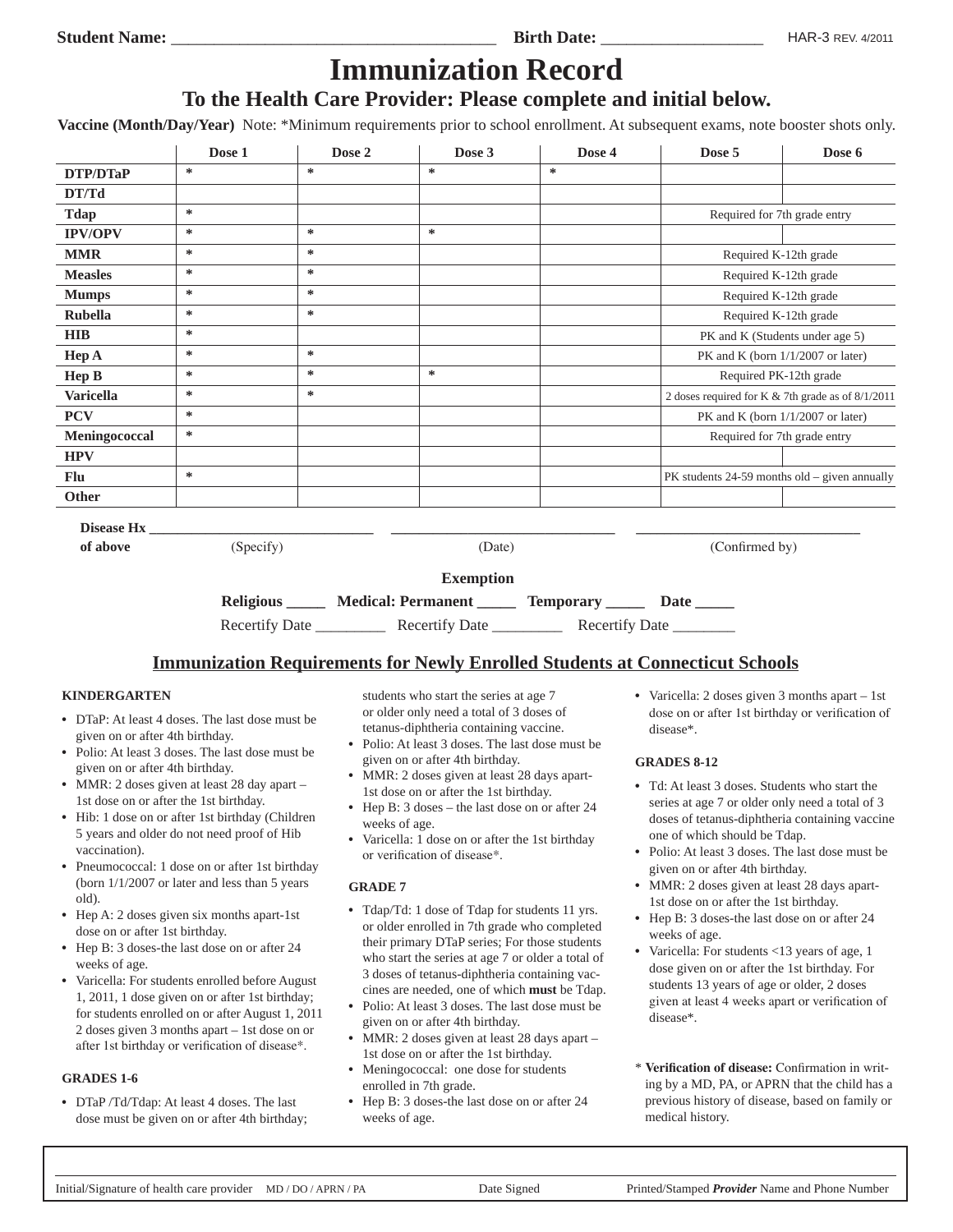**Student Name:** ______________________________________ **Birth Date:** __________________ HAR-3 REV. 4/2011

# Immunization Record

## To the Health Care Provider: Please complete and initial below.

**Vaccine (Month/Day/Year)** Note: *Minimum requirements prior to school enrollment. At subsequent exams, note booster shots only.

| | Dose 1 | Dose 2 | Dose 3 | Dose 4 | Dose 5 | Dose 6 |
|---|---|---|---|---|---|---|
| **DTP/DTaP** | * | * | * | * | | |
| **DT/Td** | | | | | | |
| **Tdap** | * | | | | Required for 7th grade entry | |
| **IPV/OPV** | * | * | * | | | |
| **MMR** | * | * | | | Required K-12th grade | |
| **Measles** | * | * | | | Required K-12th grade | |
| **Mumps** | * | * | | | Required K-12th grade | |
| **Rubella** | * | * | | | Required K-12th grade | |
| **HIB** | * | | | | PK and K (Students under age 5) | |
| **Hep A** | * | * | | | PK and K (born 1/1/2007 or later) | |
| **Hep B** | * | * | * | | Required PK-12th grade | |
| **Varicella** | * | * | | | 2 doses required for K & 7th grade as of 8/1/2011 | |
| **PCV** | * | | | | PK and K (born 1/1/2007 or later) | |
| **Meningococcal** | * | | | | Required for 7th grade entry | |
| **HPV** | | | | | | |
| **Flu** | * | | | | PK students 24-59 months old – given annually | |
| **Other** | | | | | | |

**Disease Hx of above** ______________________________ ______________________________ ______________________________
(Specify) (Date) (Confirmed by)

**Exemption**

**Religious** _____ **Medical: Permanent** _____ **Temporary** _____ **Date** _____

Recertify Date _________ Recertify Date _________ Recertify Date ________

## Immunization Requirements for Newly Enrolled Students at Connecticut Schools

**KINDERGARTEN**

- DTaP: At least 4 doses. The last dose must be given on or after 4th birthday.
- Polio: At least 3 doses. The last dose must be given on or after 4th birthday.
- MMR: 2 doses given at least 28 day apart – 1st dose on or after the 1st birthday.
- Hib: 1 dose on or after 1st birthday (Children 5 years and older do not need proof of Hib vaccination).
- Pneumococcal: 1 dose on or after 1st birthday (born 1/1/2007 or later and less than 5 years old).
- Hep A: 2 doses given six months apart-1st dose on or after 1st birthday.
- Hep B: 3 doses-the last dose on or after 24 weeks of age.
- Varicella: For students enrolled before August 1, 2011, 1 dose given on or after 1st birthday; for students enrolled on or after August 1, 2011 2 doses given 3 months apart – 1st dose on or after 1st birthday or verification of disease*.

**GRADES 1-6**

- DTaP /Td/Tdap: At least 4 doses. The last dose must be given on or after 4th birthday; students who start the series at age 7 or older only need a total of 3 doses of tetanus-diphtheria containing vaccine.
- Polio: At least 3 doses. The last dose must be given on or after 4th birthday.
- MMR: 2 doses given at least 28 days apart- 1st dose on or after the 1st birthday.
- Hep B: 3 doses – the last dose on or after 24 weeks of age.
- Varicella: 1 dose on or after the 1st birthday or verification of disease*.

**GRADE 7**

- Tdap/Td: 1 dose of Tdap for students 11 yrs. or older enrolled in 7th grade who completed their primary DTaP series; For those students who start the series at age 7 or older a total of 3 doses of tetanus-diphtheria containing vaccines are needed, one of which **must** be Tdap.
- Polio: At least 3 doses. The last dose must be given on or after 4th birthday.
- MMR: 2 doses given at least 28 days apart – 1st dose on or after the 1st birthday.
- Meningococcal: one dose for students enrolled in 7th grade.
- Hep B: 3 doses-the last dose on or after 24 weeks of age.
- Varicella: 2 doses given 3 months apart – 1st dose on or after 1st birthday or verification of disease*.

**GRADES 8-12**

- Td: At least 3 doses. Students who start the series at age 7 or older only need a total of 3 doses of tetanus-diphtheria containing vaccine one of which should be Tdap.
- Polio: At least 3 doses. The last dose must be given on or after 4th birthday.
- MMR: 2 doses given at least 28 days apart- 1st dose on or after the 1st birthday.
- Hep B: 3 doses-the last dose on or after 24 weeks of age.
- Varicella: For students <13 years of age, 1 dose given on or after the 1st birthday. For students 13 years of age or older, 2 doses given at least 4 weeks apart or verification of disease*.

* **Verification of disease:** Confirmation in writing by a MD, PA, or APRN that the child has a previous history of disease, based on family or medical history.

Initial/Signature of health care provider MD / DO / APRN / PA | Date Signed | Printed/Stamped ***Provider*** Name and Phone Number